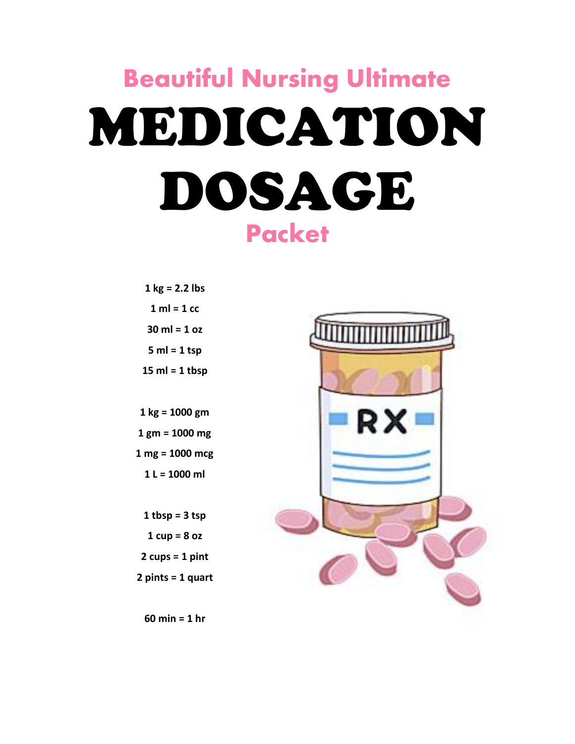# Beautiful Nursing Ultimate

# MEDICATION DOSAGE

## Packet

1 kg = 2.2 lbs

1 ml = 1 cc

30 ml = 1 oz

5 ml = 1 tsp

15 ml = 1 tbsp

1 kg = 1000 gm

1 gm = 1000 mg

1 mg = 1000 mcg

1 L = 1000 ml

1 tbsp = 3 tsp

1 cup = 8 oz

2 cups = 1 pint

2 pints = 1 quart

60 min = 1 hr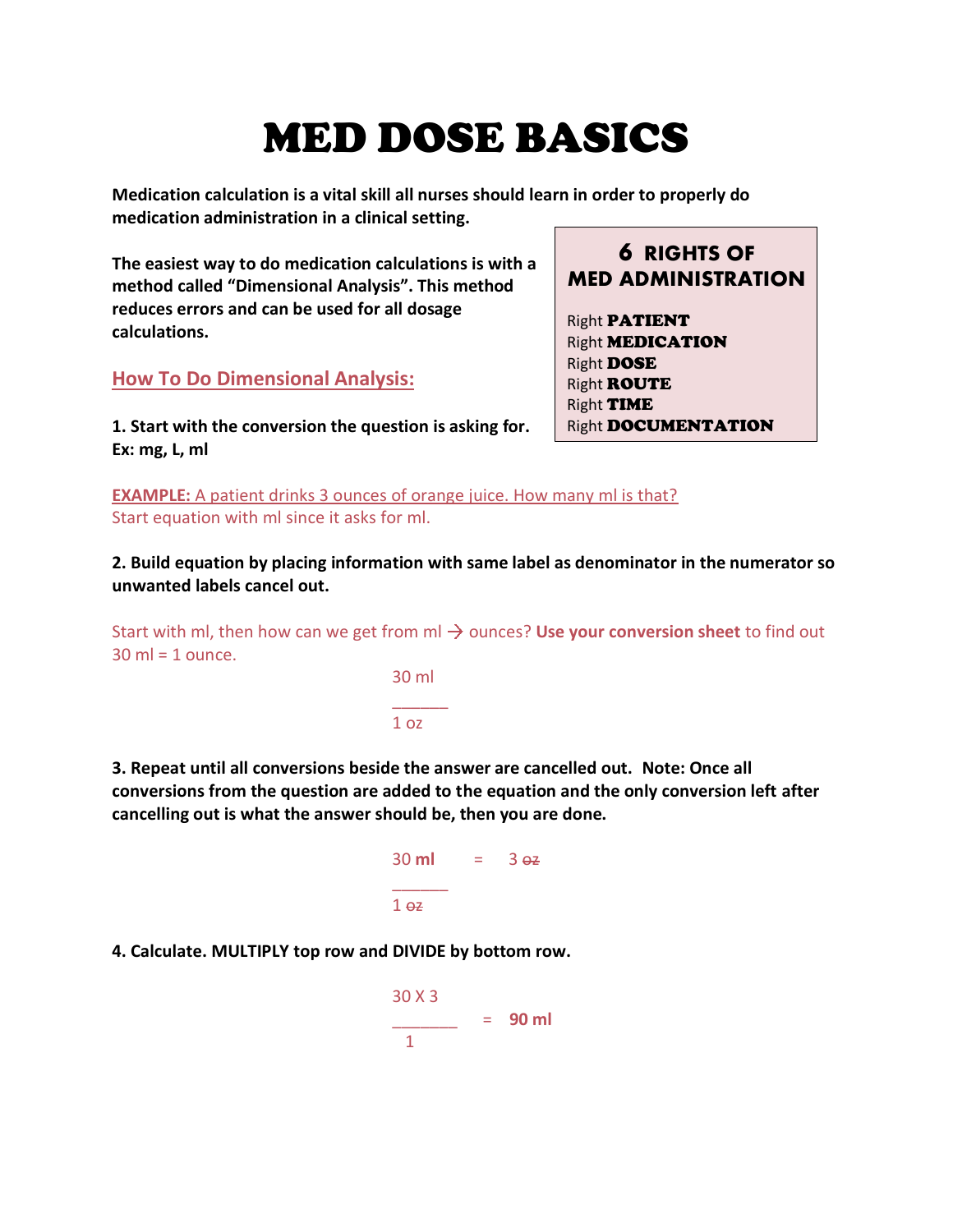# MED DOSE BASICS

**Medication calculation is a vital skill all nurses should learn in order to properly do medication administration in a clinical setting.**

**The easiest way to do medication calculations is with a method called "Dimensional Analysis". This method reduces errors and can be used for all dosage calculations.**

> **6 RIGHTS OF MED ADMINISTRATION**
>
> Right **PATIENT**
> Right **MEDICATION**
> Right **DOSE**
> Right **ROUTE**
> Right **TIME**
> Right **DOCUMENTATION**

## How To Do Dimensional Analysis:

**1. Start with the conversion the question is asking for. Ex: mg, L, ml**

**EXAMPLE:** A patient drinks 3 ounces of orange juice. How many ml is that?
Start equation with ml since it asks for ml.

**2. Build equation by placing information with same label as denominator in the numerator so unwanted labels cancel out.**

Start with ml, then how can we get from ml → ounces? **Use your conversion sheet** to find out 30 ml = 1 ounce.

$$\frac{30 \text{ ml}}{1 \text{ oz}}$$

**3. Repeat until all conversions beside the answer are cancelled out. Note: Once all conversions from the question are added to the equation and the only conversion left after cancelling out is what the answer should be, then you are done.**

$$\frac{30 \textbf{ ml}}{1 \cancel{\text{oz}}} = 3 \cancel{\text{oz}}$$

**4. Calculate. MULTIPLY top row and DIVIDE by bottom row.**

$$\frac{30 \times 3}{1} = \textbf{90 ml}$$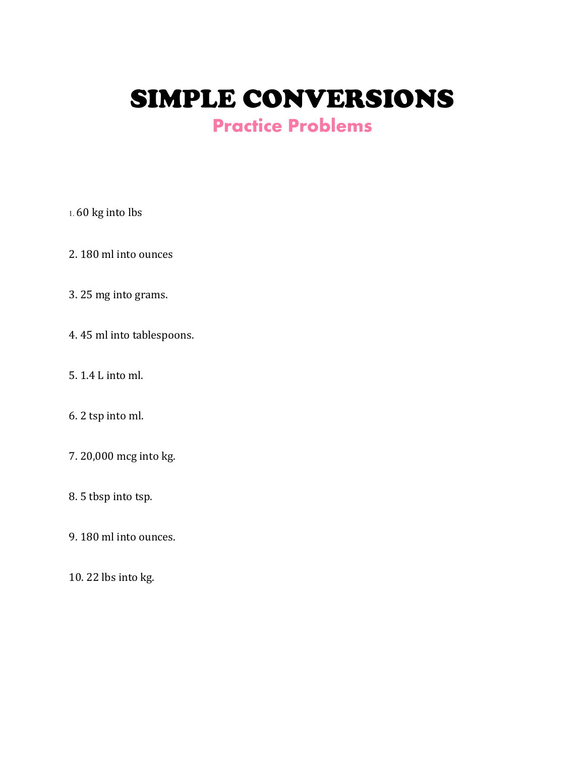# SIMPLE CONVERSIONS

## Practice Problems

1. 60 kg into lbs

2. 180 ml into ounces

3. 25 mg into grams.

4. 45 ml into tablespoons.

5. 1.4 L into ml.

6. 2 tsp into ml.

7. 20,000 mcg into kg.

8. 5 tbsp into tsp.

9. 180 ml into ounces.

10. 22 lbs into kg.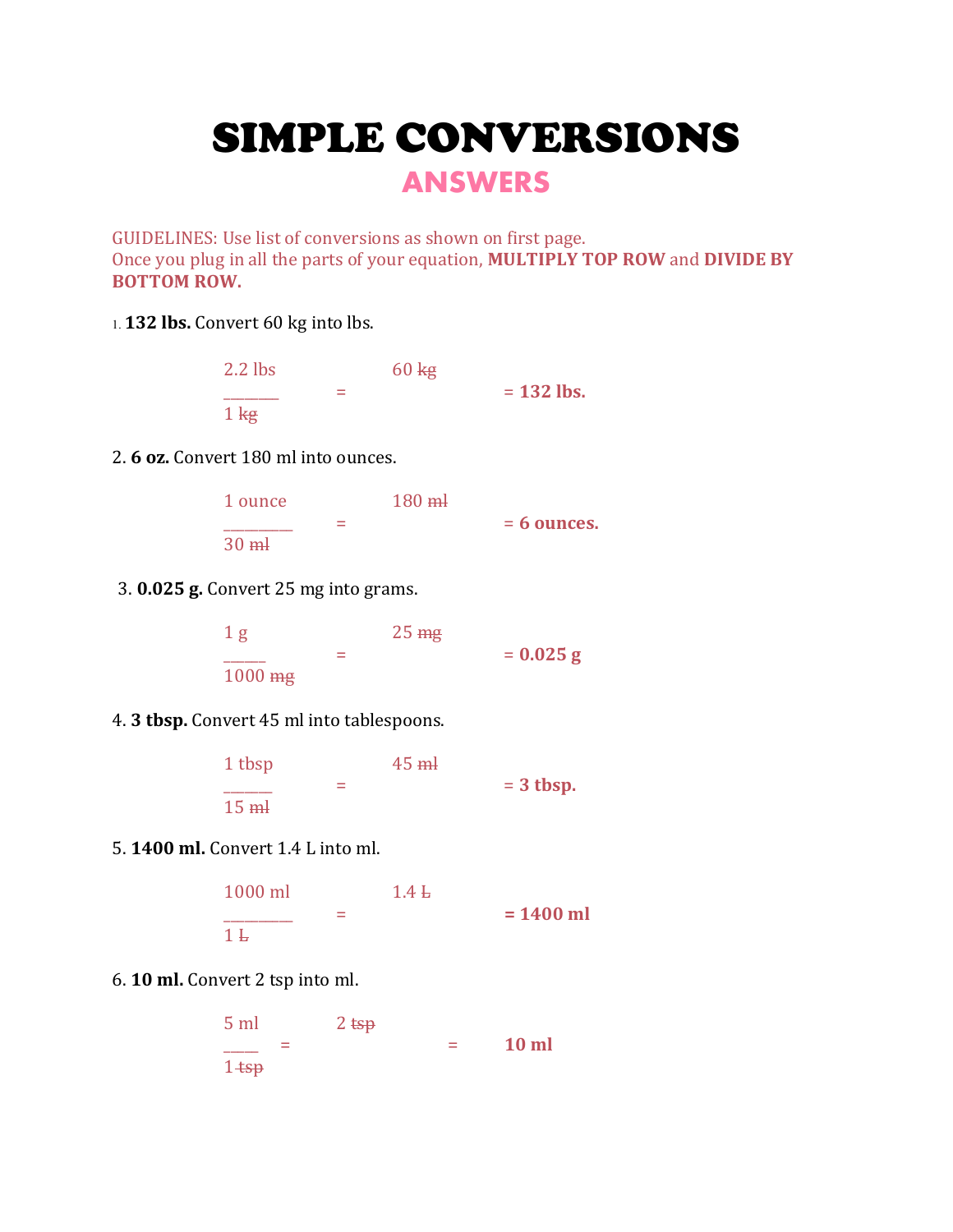# SIMPLE CONVERSIONS

## ANSWERS

GUIDELINES: Use list of conversions as shown on first page.
Once you plug in all the parts of your equation, **MULTIPLY TOP ROW** and **DIVIDE BY BOTTOM ROW.**

1. **132 lbs.** Convert 60 kg into lbs.

$$\frac{2.2 \text{ lbs}}{1 \cancel{\text{kg}}} = 60 \cancel{\text{kg}} = \textbf{132 lbs.}$$

2. **6 oz.** Convert 180 ml into ounces.

$$\frac{1 \text{ ounce}}{30 \cancel{\text{ml}}} = 180 \cancel{\text{ml}} = \textbf{6 ounces.}$$

3. **0.025 g.** Convert 25 mg into grams.

$$\frac{1 \text{ g}}{1000 \cancel{\text{mg}}} = 25 \cancel{\text{mg}} = \textbf{0.025 g}$$

4. **3 tbsp.** Convert 45 ml into tablespoons.

$$\frac{1 \text{ tbsp}}{15 \cancel{\text{ml}}} = 45 \cancel{\text{ml}} = \textbf{3 tbsp.}$$

5. **1400 ml.** Convert 1.4 L into ml.

$$\frac{1000 \text{ ml}}{1 \cancel{\text{L}}} = 1.4 \cancel{\text{L}} = \textbf{1400 ml}$$

6. **10 ml.** Convert 2 tsp into ml.

$$\frac{5 \text{ ml}}{1 \cancel{\text{tsp}}} = 2 \cancel{\text{tsp}} = \textbf{10 ml}$$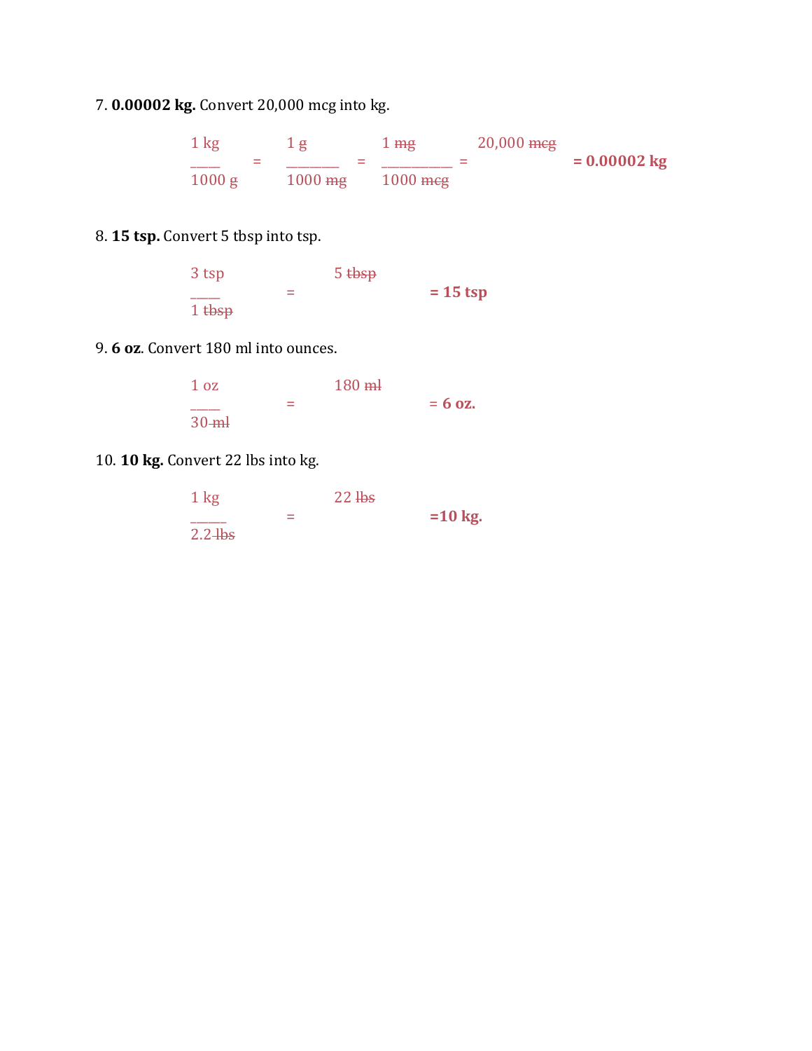7. **0.00002 kg.** Convert 20,000 mcg into kg.

$$\frac{1\ \text{kg}}{1000\ \cancel{\text{g}}} = \frac{1\ \cancel{\text{g}}}{1000\ \cancel{\text{mg}}} = \frac{1\ \cancel{\text{mg}}}{1000\ \cancel{\text{mcg}}} = 20{,}000\ \cancel{\text{mcg}} \quad \mathbf{= 0.00002\ kg}$$

8. **15 tsp.** Convert 5 tbsp into tsp.

$$\frac{3\ \text{tsp}}{1\ \cancel{\text{tbsp}}} = 5\ \cancel{\text{tbsp}} \quad \mathbf{= 15\ tsp}$$

9. **6 oz**. Convert 180 ml into ounces.

$$\frac{1\ \text{oz}}{30\ \cancel{\text{ml}}} = 180\ \cancel{\text{ml}} \quad \mathbf{= 6\ oz.}$$

10. **10 kg.** Convert 22 lbs into kg.

$$\frac{1\ \text{kg}}{2.2\ \cancel{\text{lbs}}} = 22\ \cancel{\text{lbs}} \quad \mathbf{=10\ kg.}$$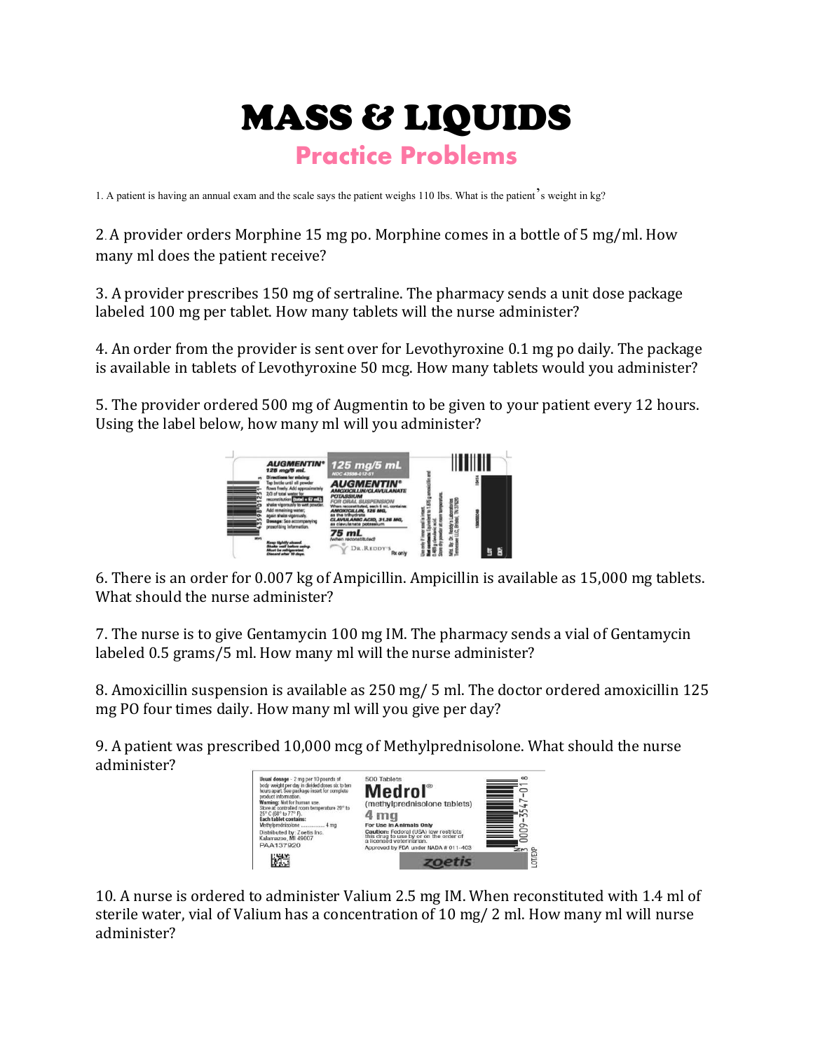# MASS & LIQUIDS

## Practice Problems

1. A patient is having an annual exam and the scale says the patient weighs 110 lbs. What is the patient's weight in kg?

2. A provider orders Morphine 15 mg po. Morphine comes in a bottle of 5 mg/ml. How many ml does the patient receive?

3. A provider prescribes 150 mg of sertraline. The pharmacy sends a unit dose package labeled 100 mg per tablet. How many tablets will the nurse administer?

4. An order from the provider is sent over for Levothyroxine 0.1 mg po daily. The package is available in tablets of Levothyroxine 50 mcg. How many tablets would you administer?

5. The provider ordered 500 mg of Augmentin to be given to your patient every 12 hours. Using the label below, how many ml will you administer?

6. There is an order for 0.007 kg of Ampicillin. Ampicillin is available as 15,000 mg tablets. What should the nurse administer?

7. The nurse is to give Gentamycin 100 mg IM. The pharmacy sends a vial of Gentamycin labeled 0.5 grams/5 ml. How many ml will the nurse administer?

8. Amoxicillin suspension is available as 250 mg/ 5 ml. The doctor ordered amoxicillin 125 mg PO four times daily. How many ml will you give per day?

9. A patient was prescribed 10,000 mcg of Methylprednisolone. What should the nurse administer?

10. A nurse is ordered to administer Valium 2.5 mg IM. When reconstituted with 1.4 ml of sterile water, vial of Valium has a concentration of 10 mg/ 2 ml. How many ml will nurse administer?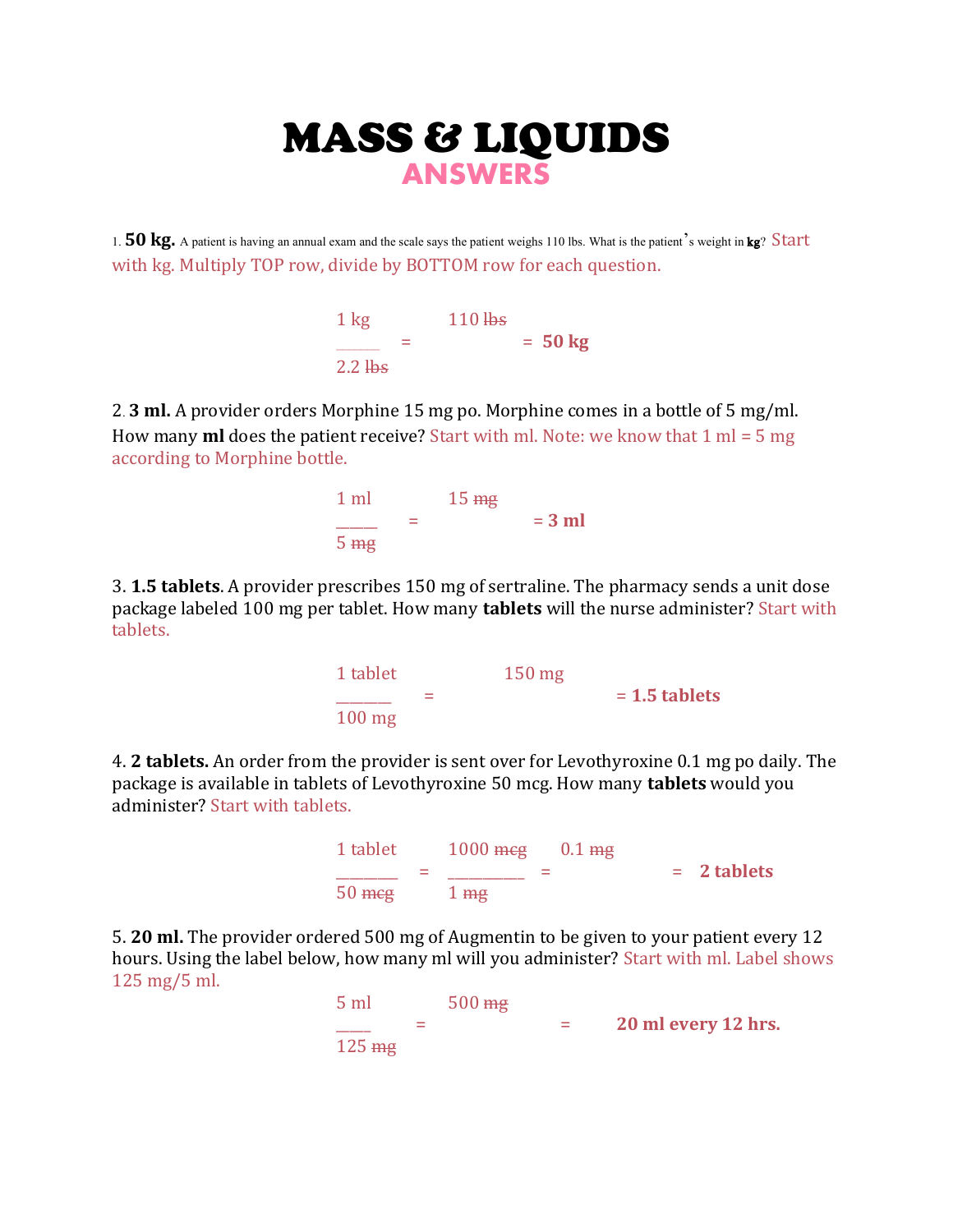# MASS & LIQUIDS

## ANSWERS

1. **50 kg.** A patient is having an annual exam and the scale says the patient weighs 110 lbs. What is the patient's weight in **kg**? Start with kg. Multiply TOP row, divide by BOTTOM row for each question.

$$\frac{1 \text{ kg}}{2.2 \text{ ~~lbs~~}} = 110 \text{ ~~lbs~~} = \textbf{50 kg}$$

2. **3 ml.** A provider orders Morphine 15 mg po. Morphine comes in a bottle of 5 mg/ml. How many **ml** does the patient receive? Start with ml. Note: we know that 1 ml = 5 mg according to Morphine bottle.

$$\frac{1 \text{ ml}}{5 \text{ ~~mg~~}} = 15 \text{ ~~mg~~} = \textbf{3 ml}$$

3. **1.5 tablets**. A provider prescribes 150 mg of sertraline. The pharmacy sends a unit dose package labeled 100 mg per tablet. How many **tablets** will the nurse administer? Start with tablets.

$$\frac{1 \text{ tablet}}{100 \text{ mg}} = 150 \text{ mg} = \textbf{1.5 tablets}$$

4. **2 tablets.** An order from the provider is sent over for Levothyroxine 0.1 mg po daily. The package is available in tablets of Levothyroxine 50 mcg. How many **tablets** would you administer? Start with tablets.

$$\frac{1 \text{ tablet}}{50 \text{ ~~mcg~~}} = \frac{1000 \text{ ~~mcg~~}}{1 \text{ ~~mg~~}} = 0.1 \text{ ~~mg~~} = \textbf{2 tablets}$$

5. **20 ml.** The provider ordered 500 mg of Augmentin to be given to your patient every 12 hours. Using the label below, how many ml will you administer? Start with ml. Label shows 125 mg/5 ml.

$$\frac{5 \text{ ml}}{125 \text{ ~~mg~~}} = 500 \text{ ~~mg~~} = \textbf{20 ml every 12 hrs.}$$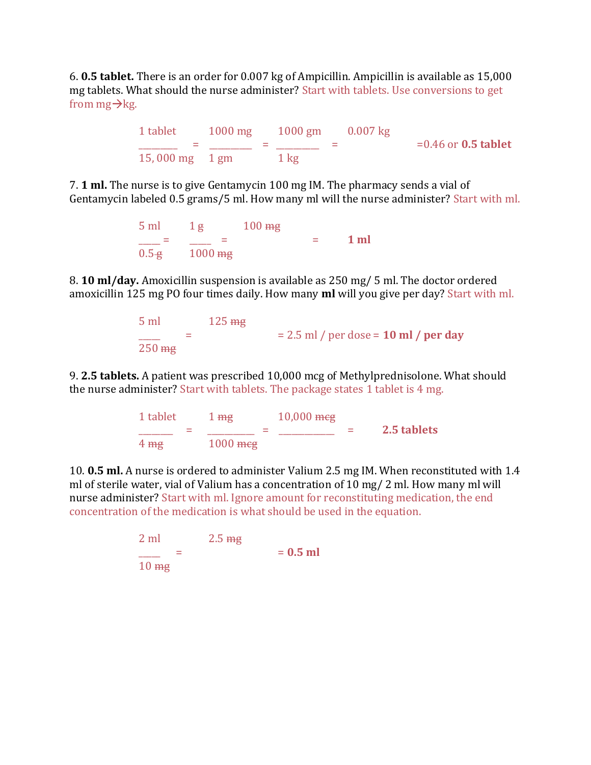6. **0.5 tablet.** There is an order for 0.007 kg of Ampicillin. Ampicillin is available as 15,000 mg tablets. What should the nurse administer? Start with tablets. Use conversions to get from mg→kg.

$$\frac{1 \text{ tablet}}{15,000 \text{ mg}} = \frac{1000 \text{ mg}}{1 \text{ gm}} = \frac{1000 \text{ gm}}{1 \text{ kg}} = 0.007 \text{ kg} \qquad = 0.46 \text{ or } \mathbf{0.5 \text{ tablet}}$$

7. **1 ml.** The nurse is to give Gentamycin 100 mg IM. The pharmacy sends a vial of Gentamycin labeled 0.5 grams/5 ml. How many ml will the nurse administer? Start with ml.

$$\frac{5 \text{ ml}}{0.5 \cancel{\text{g}}} = \frac{1 \text{ g}}{1000 \cancel{\text{mg}}} = 100 \cancel{\text{mg}} \qquad = \qquad \mathbf{1 \text{ ml}}$$

8. **10 ml/day.** Amoxicillin suspension is available as 250 mg/ 5 ml. The doctor ordered amoxicillin 125 mg PO four times daily. How many **ml** will you give per day? Start with ml.

$$\frac{5 \text{ ml}}{250 \cancel{\text{mg}}} = 125 \cancel{\text{mg}} \qquad = 2.5 \text{ ml / per dose} = \mathbf{10 \text{ ml / per day}}$$

9. **2.5 tablets.** A patient was prescribed 10,000 mcg of Methylprednisolone. What should the nurse administer? Start with tablets. The package states 1 tablet is 4 mg.

$$\frac{1 \text{ tablet}}{4 \cancel{\text{mg}}} = \frac{1 \cancel{\text{mg}}}{1000 \cancel{\text{mcg}}} = \frac{10,000 \cancel{\text{mcg}}}{} = \qquad \mathbf{2.5 \text{ tablets}}$$

10. **0.5 ml.** A nurse is ordered to administer Valium 2.5 mg IM. When reconstituted with 1.4 ml of sterile water, vial of Valium has a concentration of 10 mg/ 2 ml. How many ml will nurse administer? Start with ml. Ignore amount for reconstituting medication, the end concentration of the medication is what should be used in the equation.

$$\frac{2 \text{ ml}}{10 \cancel{\text{mg}}} = 2.5 \cancel{\text{mg}} \qquad = \mathbf{0.5 \text{ ml}}$$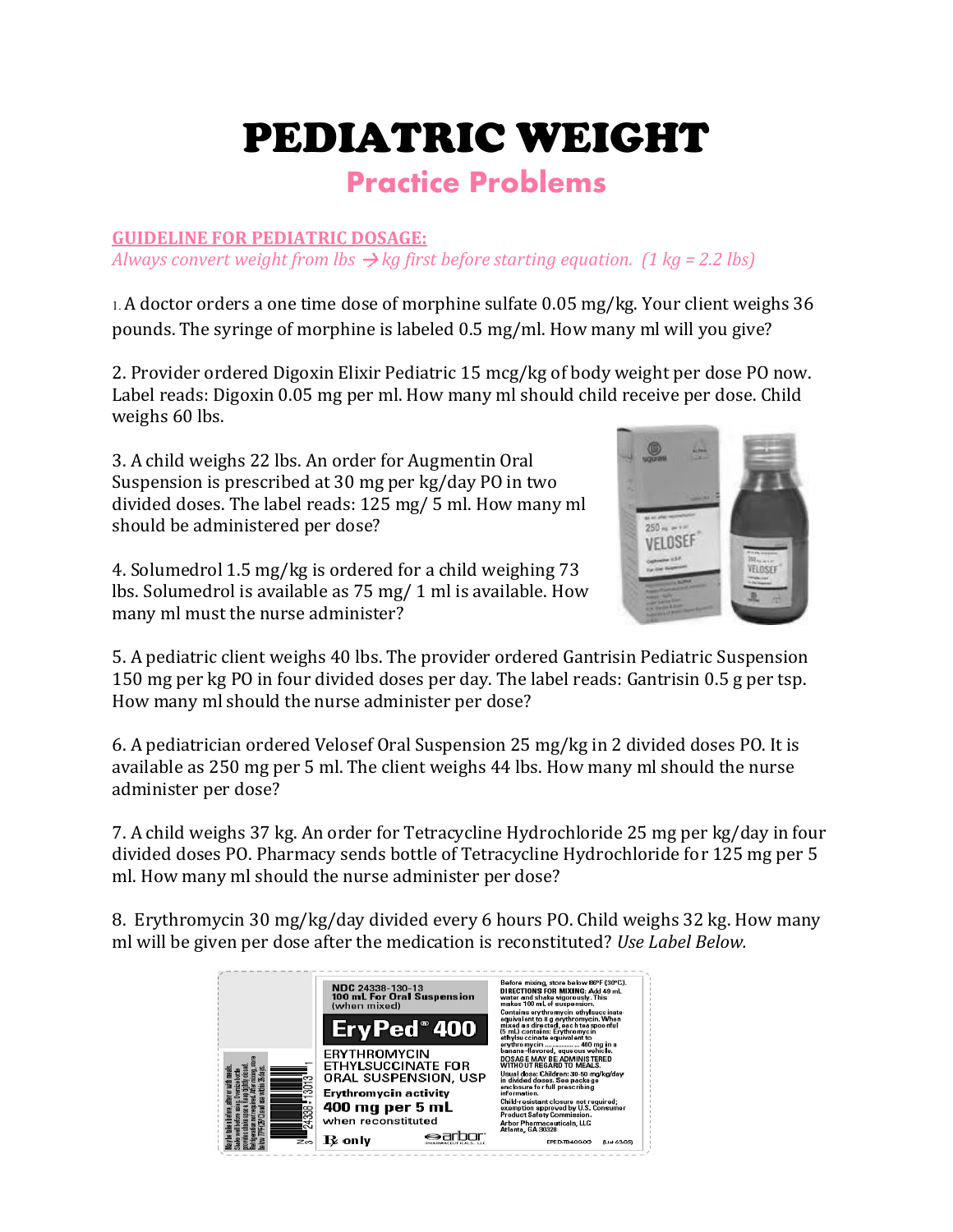# PEDIATRIC WEIGHT

## Practice Problems

**GUIDELINE FOR PEDIATRIC DOSAGE:**

*Always convert weight from lbs → kg first before starting equation. (1 kg = 2.2 lbs)*

1. A doctor orders a one time dose of morphine sulfate 0.05 mg/kg. Your client weighs 36 pounds. The syringe of morphine is labeled 0.5 mg/ml. How many ml will you give?

2. Provider ordered Digoxin Elixir Pediatric 15 mcg/kg of body weight per dose PO now. Label reads: Digoxin 0.05 mg per ml. How many ml should child receive per dose. Child weighs 60 lbs.

3. A child weighs 22 lbs. An order for Augmentin Oral Suspension is prescribed at 30 mg per kg/day PO in two divided doses. The label reads: 125 mg/ 5 ml. How many ml should be administered per dose?

4. Solumedrol 1.5 mg/kg is ordered for a child weighing 73 lbs. Solumedrol is available as 75 mg/ 1 ml is available. How many ml must the nurse administer?

5. A pediatric client weighs 40 lbs. The provider ordered Gantrisin Pediatric Suspension 150 mg per kg PO in four divided doses per day. The label reads: Gantrisin 0.5 g per tsp. How many ml should the nurse administer per dose?

6. A pediatrician ordered Velosef Oral Suspension 25 mg/kg in 2 divided doses PO. It is available as 250 mg per 5 ml. The client weighs 44 lbs. How many ml should the nurse administer per dose?

7. A child weighs 37 kg. An order for Tetracycline Hydrochloride 25 mg per kg/day in four divided doses PO. Pharmacy sends bottle of Tetracycline Hydrochloride for 125 mg per 5 ml. How many ml should the nurse administer per dose?

8. Erythromycin 30 mg/kg/day divided every 6 hours PO. Child weighs 32 kg. How many ml will be given per dose after the medication is reconstituted? *Use Label Below.*

NDC 24338-130-13
**100 mL For Oral Suspension** (when mixed)

**EryPed® 400**

ERYTHROMYCIN ETHYLSUCCINATE FOR ORAL SUSPENSION, USP

**Erythromycin activity**
**400 mg per 5 mL**
when reconstituted

℞ only

arbor PHARMACEUTICALS, LLC

Before mixing, store below 86°F (30°C).
**DIRECTIONS FOR MIXING:** Add 49 mL water and shake vigorously. This makes 100 mL of suspension.
Contains erythromycin ethylsuccinate equivalent to 8 g erythromycin. When mixed as directed, each teaspoonful (5 mL) contains: Erythromycin ethylsuccinate equivalent to erythromycin ............... 400 mg in a banana-flavored, aqueous vehicle.
**DOSAGE MAY BE ADMINISTERED WITHOUT REGARD TO MEALS.**
Usual dose: Children: 30-50 mg/kg/day in divided doses. See package enclosure for full prescribing information.
Child-resistant closure not required; exemption approved by U.S. Consumer Product Safety Commission.
Arbor Pharmaceuticals, LLC
Atlanta, GA 30328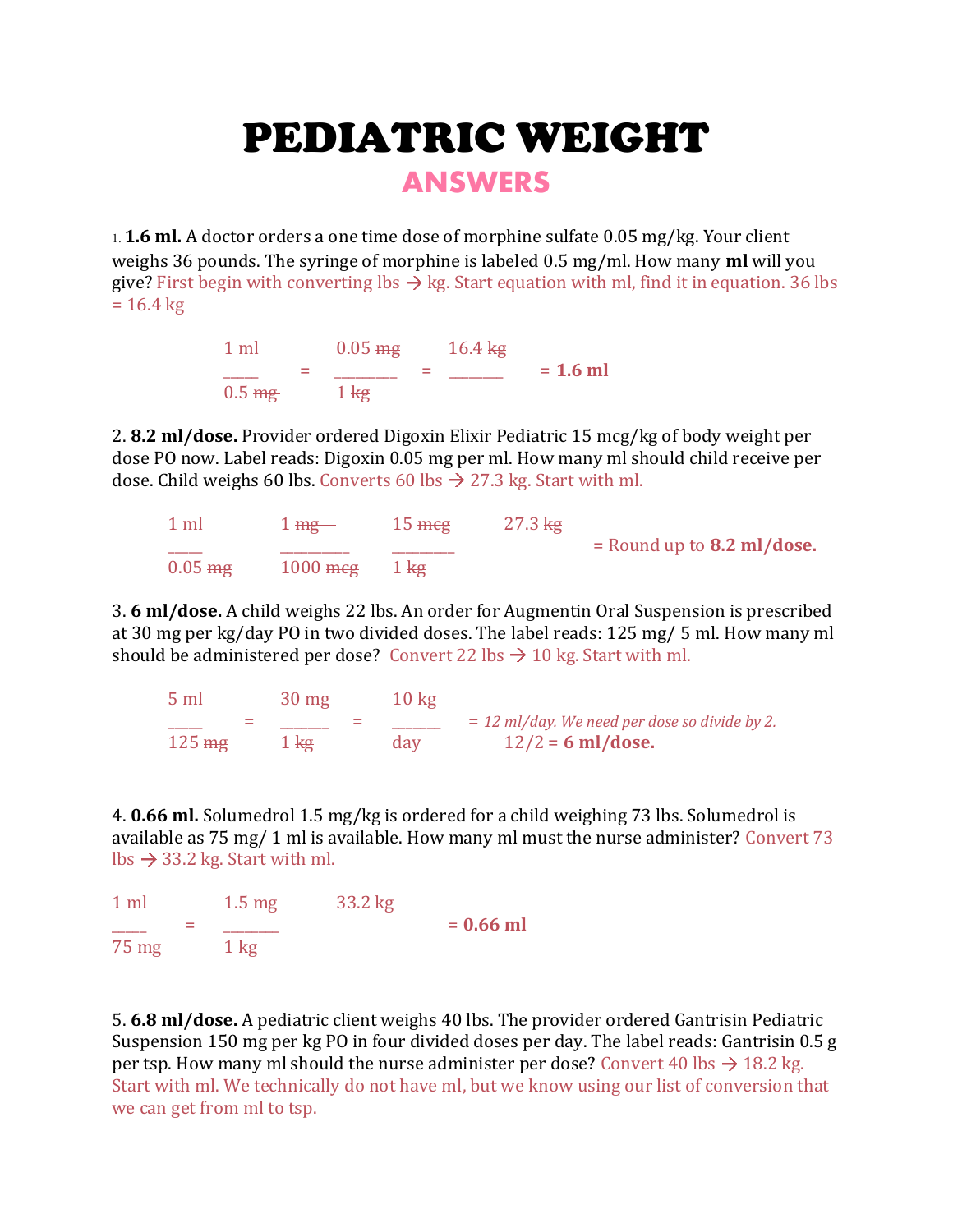# PEDIATRIC WEIGHT

## ANSWERS

1. **1.6 ml.** A doctor orders a one time dose of morphine sulfate 0.05 mg/kg. Your client weighs 36 pounds. The syringe of morphine is labeled 0.5 mg/ml. How many **ml** will you give? First begin with converting lbs → kg. Start equation with ml, find it in equation. 36 lbs = 16.4 kg

$$\frac{1 \text{ ml}}{0.5 \text{ } \cancel{mg}} = \frac{0.05 \text{ } \cancel{mg}}{1 \text{ } \cancel{kg}} = \frac{16.4 \text{ } \cancel{kg}}{} = \textbf{1.6 ml}$$

2. **8.2 ml/dose.** Provider ordered Digoxin Elixir Pediatric 15 mcg/kg of body weight per dose PO now. Label reads: Digoxin 0.05 mg per ml. How many ml should child receive per dose. Child weighs 60 lbs. Converts 60 lbs → 27.3 kg. Start with ml.

$$\frac{1 \text{ ml}}{0.05 \text{ } \cancel{mg}} \quad \frac{1 \text{ } \cancel{mg}}{1000 \text{ } \cancel{mcg}} \quad \frac{15 \text{ } \cancel{mcg}}{1 \text{ } \cancel{kg}} \quad 27.3 \text{ } \cancel{kg}$$

= Round up to **8.2 ml/dose.**

3. **6 ml/dose.** A child weighs 22 lbs. An order for Augmentin Oral Suspension is prescribed at 30 mg per kg/day PO in two divided doses. The label reads: 125 mg/ 5 ml. How many ml should be administered per dose? Convert 22 lbs → 10 kg. Start with ml.

$$\frac{5 \text{ ml}}{125 \text{ } \cancel{mg}} = \frac{30 \text{ } \cancel{mg}}{1 \text{ } \cancel{kg}} = \frac{10 \text{ } \cancel{kg}}{\text{day}}$$

= *12 ml/day. We need per dose so divide by 2.*
12/2 = **6 ml/dose.**

4. **0.66 ml.** Solumedrol 1.5 mg/kg is ordered for a child weighing 73 lbs. Solumedrol is available as 75 mg/ 1 ml is available. How many ml must the nurse administer? Convert 73 lbs → 33.2 kg. Start with ml.

$$\frac{1 \text{ ml}}{75 \text{ mg}} = \frac{1.5 \text{ mg}}{1 \text{ kg}} \quad 33.2 \text{ kg} \quad = \textbf{0.66 ml}$$

5. **6.8 ml/dose.** A pediatric client weighs 40 lbs. The provider ordered Gantrisin Pediatric Suspension 150 mg per kg PO in four divided doses per day. The label reads: Gantrisin 0.5 g per tsp. How many ml should the nurse administer per dose? Convert 40 lbs → 18.2 kg. Start with ml. We technically do not have ml, but we know using our list of conversion that we can get from ml to tsp.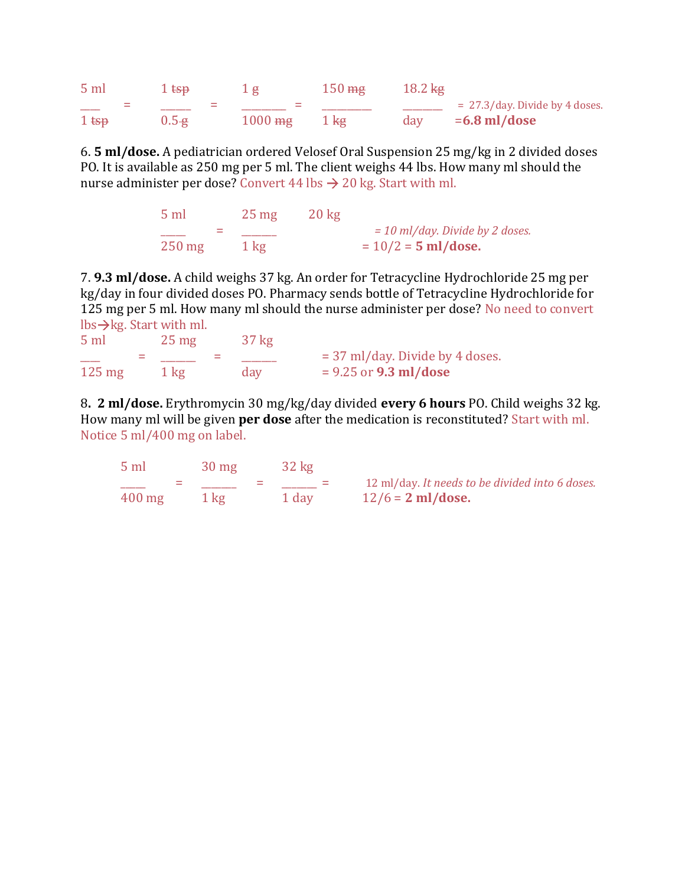$$\frac{5 \text{ ml}}{1 \text{ tsp}} = \frac{1 \text{ tsp}}{0.5 \text{ g}} = \frac{1 \text{ g}}{1000 \text{ mg}} = \frac{150 \text{ mg}}{1 \text{ kg}} \quad \frac{18.2 \text{ kg}}{\text{day}}$$

= 27.3/day. Divide by 4 doses.
=**6.8 ml/dose**

6. **5 ml/dose.** A pediatrician ordered Velosef Oral Suspension 25 mg/kg in 2 divided doses PO. It is available as 250 mg per 5 ml. The client weighs 44 lbs. How many ml should the nurse administer per dose? Convert 44 lbs → 20 kg. Start with ml.

$$\frac{5 \text{ ml}}{250 \text{ mg}} = \frac{25 \text{ mg}}{1 \text{ kg}} \quad 20 \text{ kg}$$

*= 10 ml/day. Divide by 2 doses.*
= 10/2 = **5 ml/dose.**

7. **9.3 ml/dose.** A child weighs 37 kg. An order for Tetracycline Hydrochloride 25 mg per kg/day in four divided doses PO. Pharmacy sends bottle of Tetracycline Hydrochloride for 125 mg per 5 ml. How many ml should the nurse administer per dose? No need to convert lbs→kg. Start with ml.

$$\frac{5 \text{ ml}}{125 \text{ mg}} = \frac{25 \text{ mg}}{1 \text{ kg}} = \frac{37 \text{ kg}}{\text{day}}$$

= 37 ml/day. Divide by 4 doses.
= 9.25 or **9.3 ml/dose**

8. **2 ml/dose.** Erythromycin 30 mg/kg/day divided **every 6 hours** PO. Child weighs 32 kg. How many ml will be given **per dose** after the medication is reconstituted? Start with ml. Notice 5 ml/400 mg on label.

$$\frac{5 \text{ ml}}{400 \text{ mg}} = \frac{30 \text{ mg}}{1 \text{ kg}} = \frac{32 \text{ kg}}{1 \text{ day}} =$$

12 ml/day. *It needs to be divided into 6 doses.*
12/6 = **2 ml/dose.**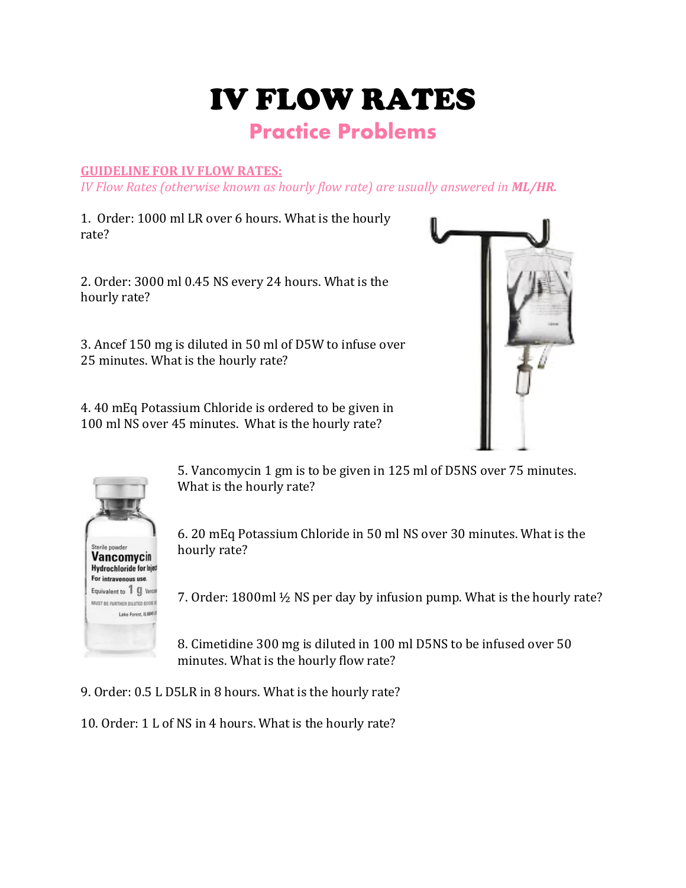# IV FLOW RATES

## Practice Problems

**GUIDELINE FOR IV FLOW RATES:**

*IV Flow Rates (otherwise known as hourly flow rate) are usually answered in **ML/HR.***

1. Order: 1000 ml LR over 6 hours. What is the hourly rate?

2. Order: 3000 ml 0.45 NS every 24 hours. What is the hourly rate?

3. Ancef 150 mg is diluted in 50 ml of D5W to infuse over 25 minutes. What is the hourly rate?

4. 40 mEq Potassium Chloride is ordered to be given in 100 ml NS over 45 minutes. What is the hourly rate?

5. Vancomycin 1 gm is to be given in 125 ml of D5NS over 75 minutes. What is the hourly rate?

6. 20 mEq Potassium Chloride in 50 ml NS over 30 minutes. What is the hourly rate?

7. Order: 1800ml ½ NS per day by infusion pump. What is the hourly rate?

8. Cimetidine 300 mg is diluted in 100 ml D5NS to be infused over 50 minutes. What is the hourly flow rate?

9. Order: 0.5 L D5LR in 8 hours. What is the hourly rate?

10. Order: 1 L of NS in 4 hours. What is the hourly rate?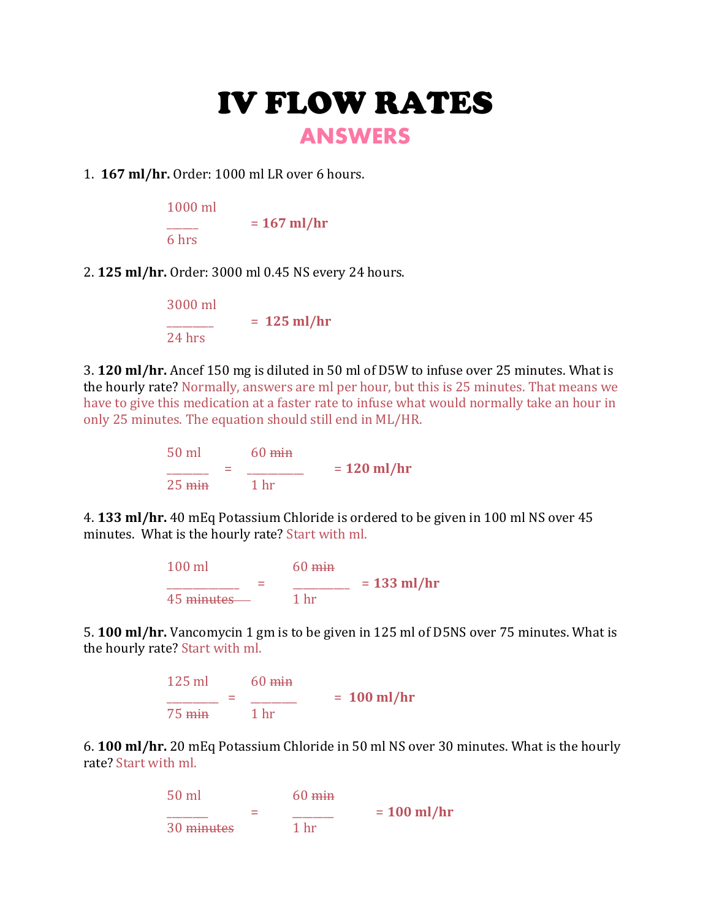# IV FLOW RATES

## ANSWERS

1. **167 ml/hr.** Order: 1000 ml LR over 6 hours.

$$\frac{1000 \text{ ml}}{6 \text{ hrs}} = \mathbf{167 \text{ ml/hr}}$$

2. **125 ml/hr.** Order: 3000 ml 0.45 NS every 24 hours.

$$\frac{3000 \text{ ml}}{24 \text{ hrs}} = \mathbf{125 \text{ ml/hr}}$$

3. **120 ml/hr.** Ancef 150 mg is diluted in 50 ml of D5W to infuse over 25 minutes. What is the hourly rate? Normally, answers are ml per hour, but this is 25 minutes. That means we have to give this medication at a faster rate to infuse what would normally take an hour in only 25 minutes. The equation should still end in ML/HR.

$$\frac{50 \text{ ml}}{25 \text{ \sout{min}}} = \frac{60 \text{ \sout{min}}}{1 \text{ hr}} = \mathbf{120 \text{ ml/hr}}$$

4. **133 ml/hr.** 40 mEq Potassium Chloride is ordered to be given in 100 ml NS over 45 minutes. What is the hourly rate? Start with ml.

$$\frac{100 \text{ ml}}{45 \text{ \sout{minutes}}} = \frac{60 \text{ \sout{min}}}{1 \text{ hr}} = \mathbf{133 \text{ ml/hr}}$$

5. **100 ml/hr.** Vancomycin 1 gm is to be given in 125 ml of D5NS over 75 minutes. What is the hourly rate? Start with ml.

$$\frac{125 \text{ ml}}{75 \text{ \sout{min}}} = \frac{60 \text{ \sout{min}}}{1 \text{ hr}} = \mathbf{100 \text{ ml/hr}}$$

6. **100 ml/hr.** 20 mEq Potassium Chloride in 50 ml NS over 30 minutes. What is the hourly rate? Start with ml.

$$\frac{50 \text{ ml}}{30 \text{ \sout{minutes}}} = \frac{60 \text{ \sout{min}}}{1 \text{ hr}} = \mathbf{100 \text{ ml/hr}}$$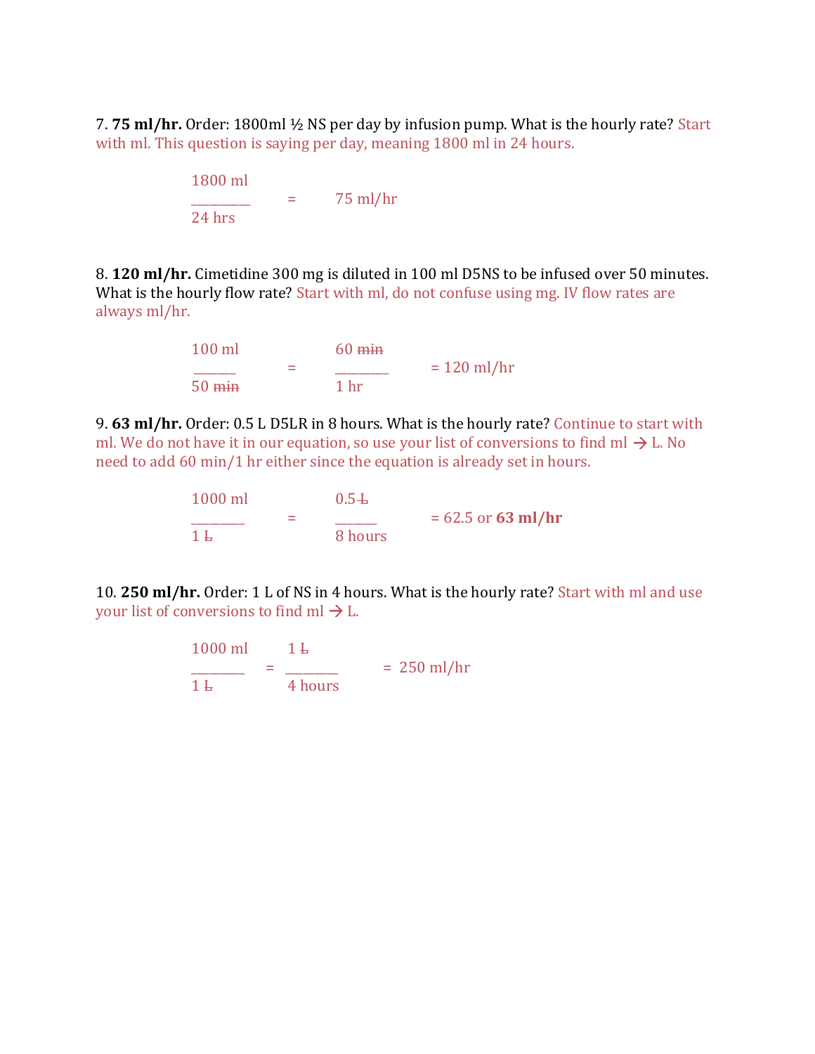7. **75 ml/hr.** Order: 1800ml ½ NS per day by infusion pump. What is the hourly rate? Start with ml. This question is saying per day, meaning 1800 ml in 24 hours.

$$\frac{1800 \text{ ml}}{24 \text{ hrs}} = 75 \text{ ml/hr}$$

8. **120 ml/hr.** Cimetidine 300 mg is diluted in 100 ml D5NS to be infused over 50 minutes. What is the hourly flow rate? Start with ml, do not confuse using mg. IV flow rates are always ml/hr.

$$\frac{100 \text{ ml}}{50 \cancel{\text{min}}} = \frac{60 \cancel{\text{min}}}{1 \text{ hr}} = 120 \text{ ml/hr}$$

9. **63 ml/hr.** Order: 0.5 L D5LR in 8 hours. What is the hourly rate? Continue to start with ml. We do not have it in our equation, so use your list of conversions to find ml → L. No need to add 60 min/1 hr either since the equation is already set in hours.

$$\frac{1000 \text{ ml}}{1 \cancel{\text{L}}} = \frac{0.5 \cancel{\text{L}}}{8 \text{ hours}} = 62.5 \text{ or } \mathbf{63 \text{ ml/hr}}$$

10. **250 ml/hr.** Order: 1 L of NS in 4 hours. What is the hourly rate? Start with ml and use your list of conversions to find ml → L.

$$\frac{1000 \text{ ml}}{1 \cancel{\text{L}}} = \frac{1 \cancel{\text{L}}}{4 \text{ hours}} = 250 \text{ ml/hr}$$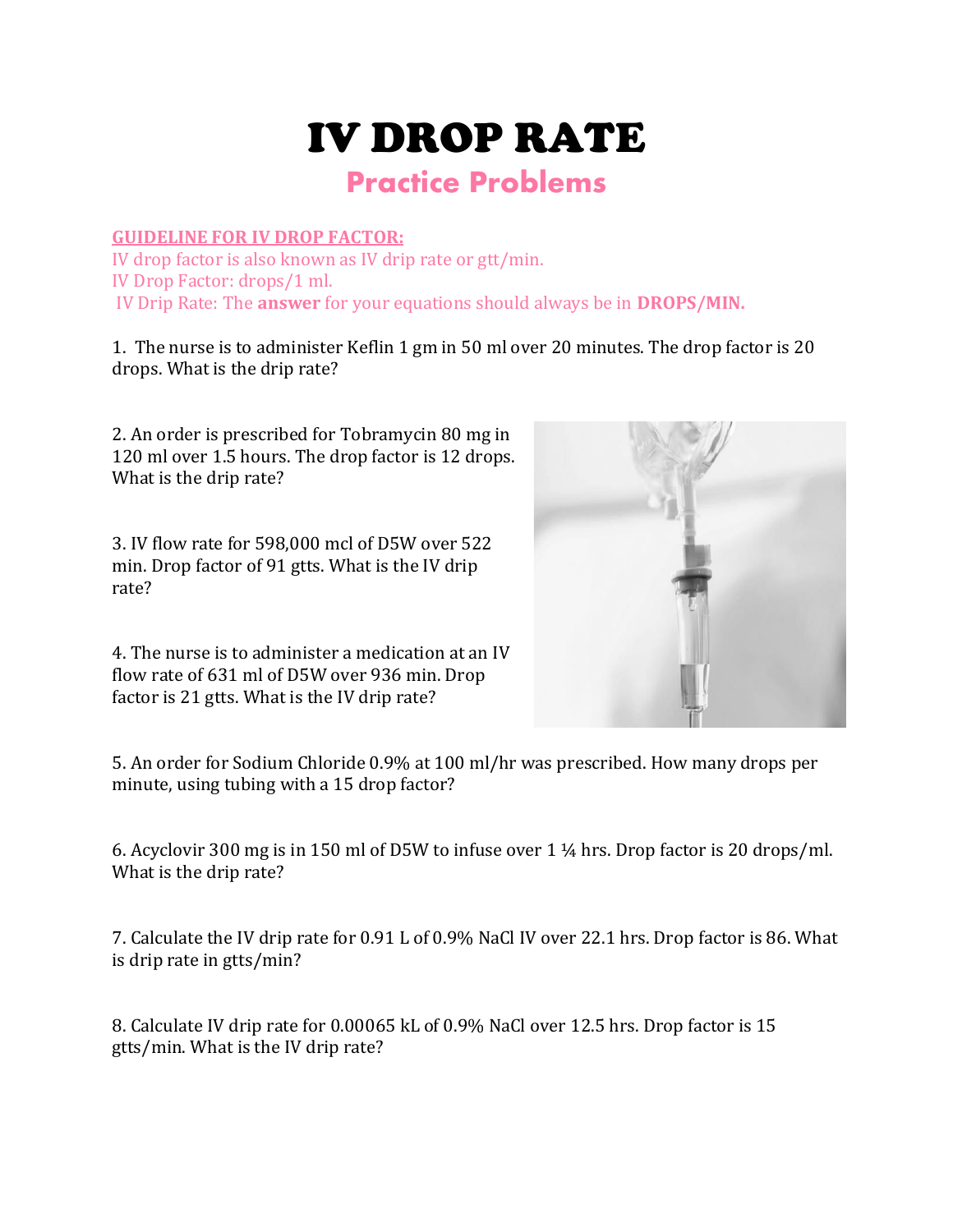# IV DROP RATE

## Practice Problems

**GUIDELINE FOR IV DROP FACTOR:**

IV drop factor is also known as IV drip rate or gtt/min.

IV Drop Factor: drops/1 ml.

IV Drip Rate: The **answer** for your equations should always be in **DROPS/MIN.**

1. The nurse is to administer Keflin 1 gm in 50 ml over 20 minutes. The drop factor is 20 drops. What is the drip rate?

2. An order is prescribed for Tobramycin 80 mg in 120 ml over 1.5 hours. The drop factor is 12 drops. What is the drip rate?

3. IV flow rate for 598,000 mcl of D5W over 522 min. Drop factor of 91 gtts. What is the IV drip rate?

4. The nurse is to administer a medication at an IV flow rate of 631 ml of D5W over 936 min. Drop factor is 21 gtts. What is the IV drip rate?

5. An order for Sodium Chloride 0.9% at 100 ml/hr was prescribed. How many drops per minute, using tubing with a 15 drop factor?

6. Acyclovir 300 mg is in 150 ml of D5W to infuse over 1 ¼ hrs. Drop factor is 20 drops/ml. What is the drip rate?

7. Calculate the IV drip rate for 0.91 L of 0.9% NaCl IV over 22.1 hrs. Drop factor is 86. What is drip rate in gtts/min?

8. Calculate IV drip rate for 0.00065 kL of 0.9% NaCl over 12.5 hrs. Drop factor is 15 gtts/min. What is the IV drip rate?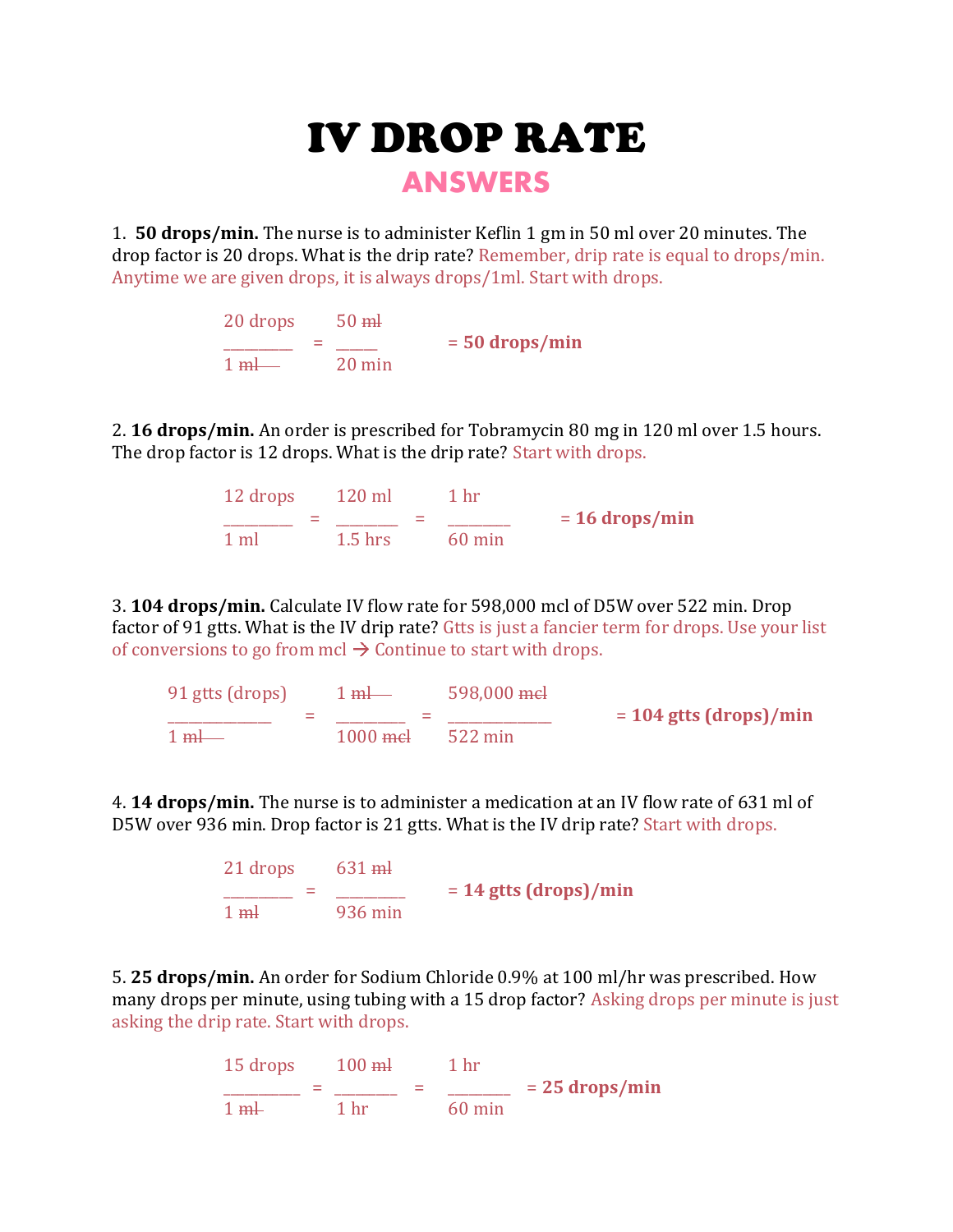# IV DROP RATE

## ANSWERS

1. **50 drops/min.** The nurse is to administer Keflin 1 gm in 50 ml over 20 minutes. The drop factor is 20 drops. What is the drip rate? Remember, drip rate is equal to drops/min. Anytime we are given drops, it is always drops/1ml. Start with drops.

$$\frac{20 \text{ drops}}{1 \text{ ml}} = \frac{50 \text{ ml}}{20 \text{ min}} \quad = \textbf{50 drops/min}$$

2. **16 drops/min.** An order is prescribed for Tobramycin 80 mg in 120 ml over 1.5 hours. The drop factor is 12 drops. What is the drip rate? Start with drops.

$$\frac{12 \text{ drops}}{1 \text{ ml}} = \frac{120 \text{ ml}}{1.5 \text{ hrs}} = \frac{1 \text{ hr}}{60 \text{ min}} \quad = \textbf{16 drops/min}$$

3. **104 drops/min.** Calculate IV flow rate for 598,000 mcl of D5W over 522 min. Drop factor of 91 gtts. What is the IV drip rate? Gtts is just a fancier term for drops. Use your list of conversions to go from mcl → Continue to start with drops.

$$\frac{91 \text{ gtts (drops)}}{1 \text{ ml}} = \frac{1 \text{ ml}}{1000 \text{ mcl}} = \frac{598{,}000 \text{ mcl}}{522 \text{ min}} \quad = \textbf{104 gtts (drops)/min}$$

4. **14 drops/min.** The nurse is to administer a medication at an IV flow rate of 631 ml of D5W over 936 min. Drop factor is 21 gtts. What is the IV drip rate? Start with drops.

$$\frac{21 \text{ drops}}{1 \text{ ml}} = \frac{631 \text{ ml}}{936 \text{ min}} \quad = \textbf{14 gtts (drops)/min}$$

5. **25 drops/min.** An order for Sodium Chloride 0.9% at 100 ml/hr was prescribed. How many drops per minute, using tubing with a 15 drop factor? Asking drops per minute is just asking the drip rate. Start with drops.

$$\frac{15 \text{ drops}}{1 \text{ ml}} = \frac{100 \text{ ml}}{1 \text{ hr}} = \frac{1 \text{ hr}}{60 \text{ min}} \quad = \textbf{25 drops/min}$$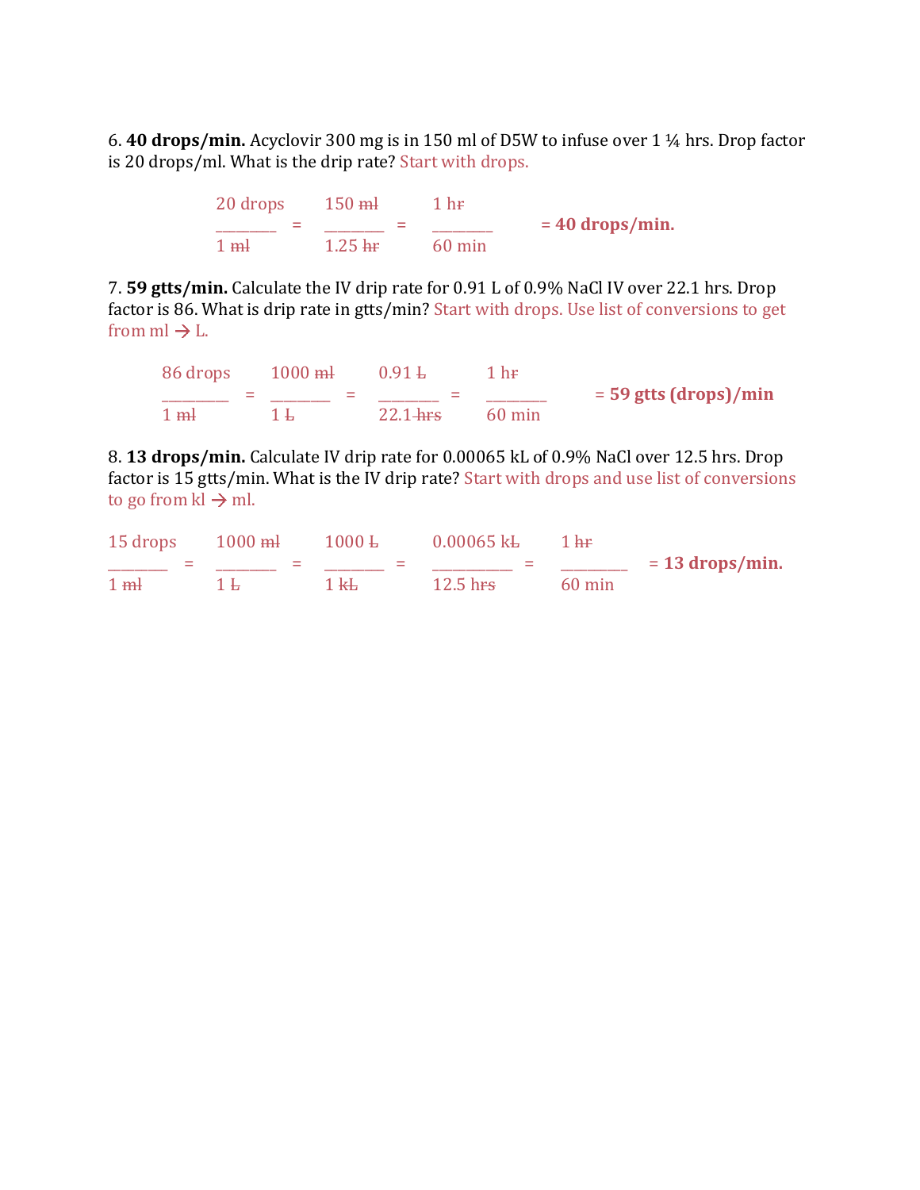6. **40 drops/min.** Acyclovir 300 mg is in 150 ml of D5W to infuse over 1 ¼ hrs. Drop factor is 20 drops/ml. What is the drip rate? Start with drops.

$$\frac{20 \text{ drops}}{1 \text{ ml}} = \frac{150 \text{ ml}}{1.25 \text{ hr}} = \frac{1 \text{ hr}}{60 \text{ min}} = \textbf{40 drops/min.}$$

7. **59 gtts/min.** Calculate the IV drip rate for 0.91 L of 0.9% NaCl IV over 22.1 hrs. Drop factor is 86. What is drip rate in gtts/min? Start with drops. Use list of conversions to get from ml → L.

$$\frac{86 \text{ drops}}{1 \text{ ml}} = \frac{1000 \text{ ml}}{1 \text{ L}} = \frac{0.91 \text{ L}}{22.1 \text{ hrs}} = \frac{1 \text{ hr}}{60 \text{ min}} = \textbf{59 gtts (drops)/min}$$

8. **13 drops/min.** Calculate IV drip rate for 0.00065 kL of 0.9% NaCl over 12.5 hrs. Drop factor is 15 gtts/min. What is the IV drip rate? Start with drops and use list of conversions to go from kl → ml.

$$\frac{15 \text{ drops}}{1 \text{ ml}} = \frac{1000 \text{ ml}}{1 \text{ L}} = \frac{1000 \text{ L}}{1 \text{ kL}} = \frac{0.00065 \text{ kL}}{12.5 \text{ hrs}} = \frac{1 \text{ hr}}{60 \text{ min}} = \textbf{13 drops/min.}$$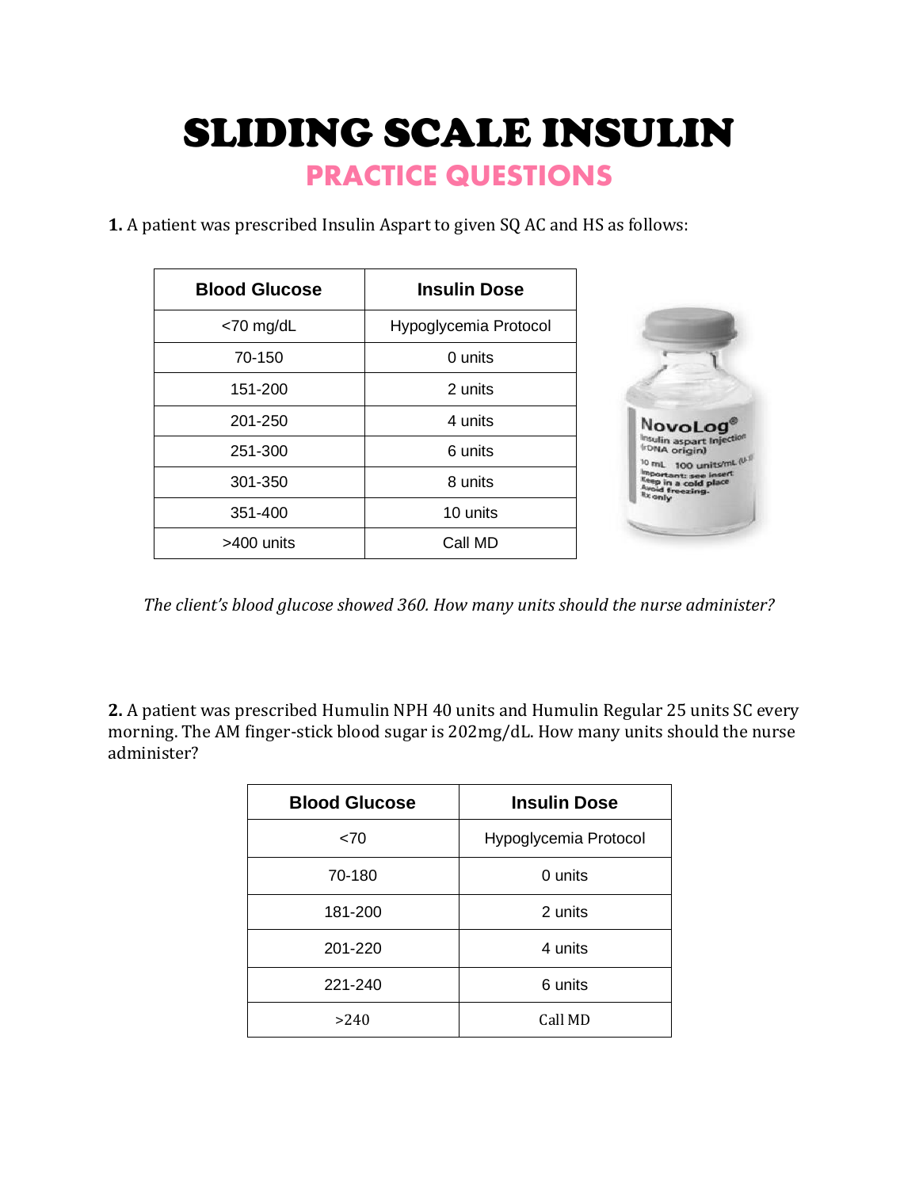# SLIDING SCALE INSULIN

## PRACTICE QUESTIONS

**1.** A patient was prescribed Insulin Aspart to given SQ AC and HS as follows:

| Blood Glucose | Insulin Dose |
|---|---|
| <70 mg/dL | Hypoglycemia Protocol |
| 70-150 | 0 units |
| 151-200 | 2 units |
| 201-250 | 4 units |
| 251-300 | 6 units |
| 301-350 | 8 units |
| 351-400 | 10 units |
| >400 units | Call MD |

*The client's blood glucose showed 360. How many units should the nurse administer?*

**2.** A patient was prescribed Humulin NPH 40 units and Humulin Regular 25 units SC every morning. The AM finger-stick blood sugar is 202mg/dL. How many units should the nurse administer?

| Blood Glucose | Insulin Dose |
|---|---|
| <70 | Hypoglycemia Protocol |
| 70-180 | 0 units |
| 181-200 | 2 units |
| 201-220 | 4 units |
| 221-240 | 6 units |
| >240 | Call MD |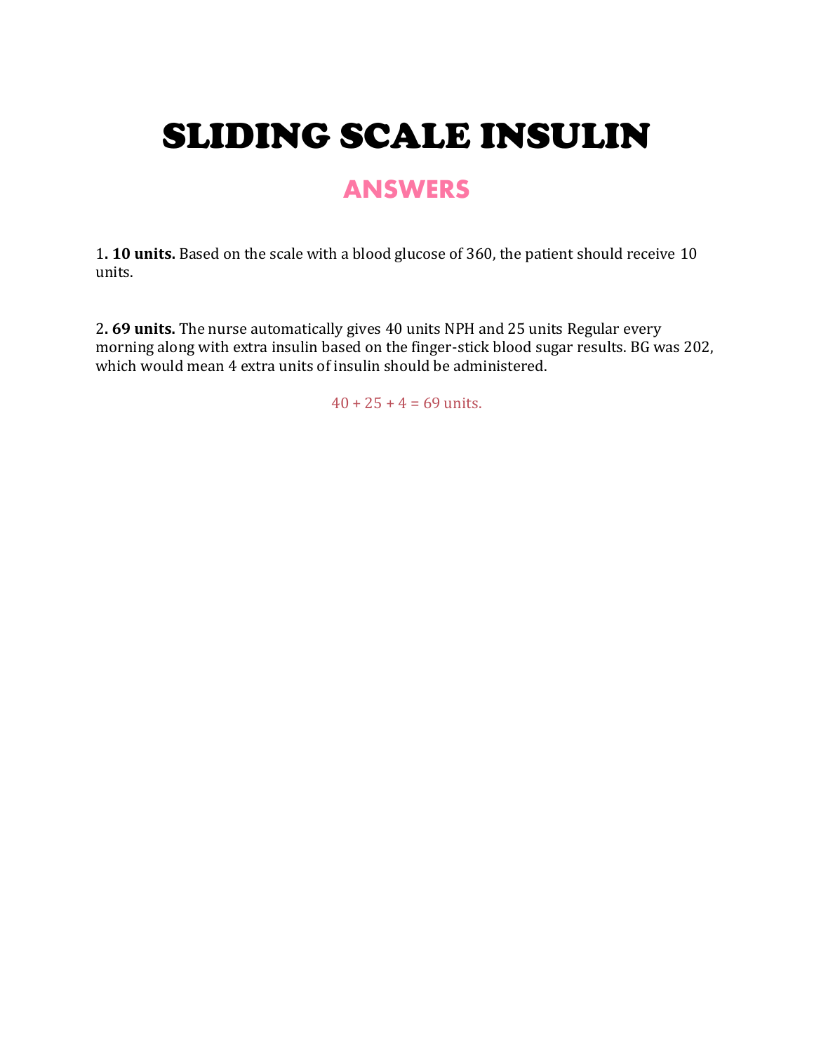# SLIDING SCALE INSULIN

## ANSWERS

1**. 10 units.** Based on the scale with a blood glucose of 360, the patient should receive 10 units.

2**. 69 units.** The nurse automatically gives 40 units NPH and 25 units Regular every morning along with extra insulin based on the finger-stick blood sugar results. BG was 202, which would mean 4 extra units of insulin should be administered.

40 + 25 + 4 = 69 units.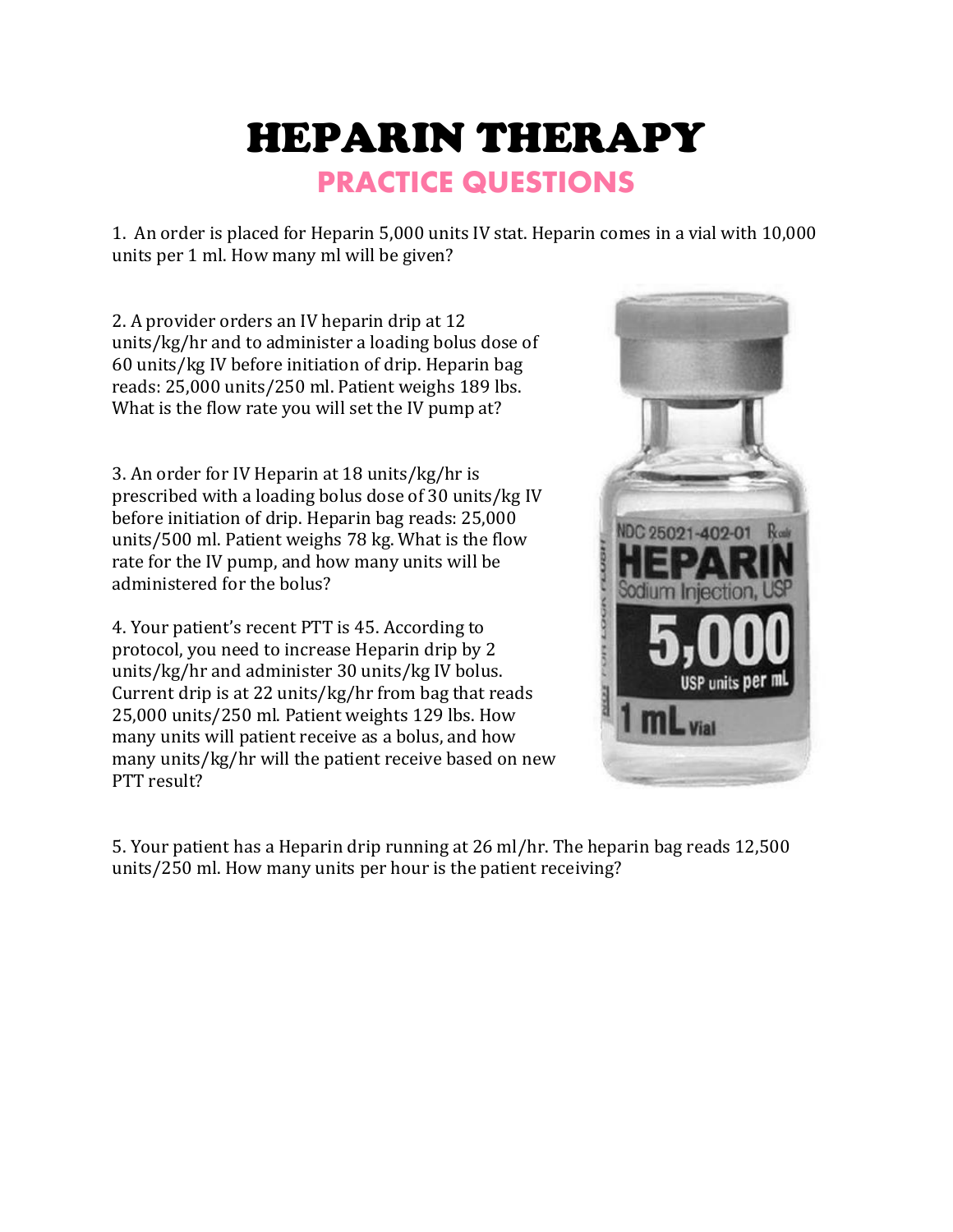# HEPARIN THERAPY

## PRACTICE QUESTIONS

1. An order is placed for Heparin 5,000 units IV stat. Heparin comes in a vial with 10,000 units per 1 ml. How many ml will be given?

2. A provider orders an IV heparin drip at 12 units/kg/hr and to administer a loading bolus dose of 60 units/kg IV before initiation of drip. Heparin bag reads: 25,000 units/250 ml. Patient weighs 189 lbs. What is the flow rate you will set the IV pump at?

3. An order for IV Heparin at 18 units/kg/hr is prescribed with a loading bolus dose of 30 units/kg IV before initiation of drip. Heparin bag reads: 25,000 units/500 ml. Patient weighs 78 kg. What is the flow rate for the IV pump, and how many units will be administered for the bolus?

4. Your patient's recent PTT is 45. According to protocol, you need to increase Heparin drip by 2 units/kg/hr and administer 30 units/kg IV bolus. Current drip is at 22 units/kg/hr from bag that reads 25,000 units/250 ml. Patient weights 129 lbs. How many units will patient receive as a bolus, and how many units/kg/hr will the patient receive based on new PTT result?

5. Your patient has a Heparin drip running at 26 ml/hr. The heparin bag reads 12,500 units/250 ml. How many units per hour is the patient receiving?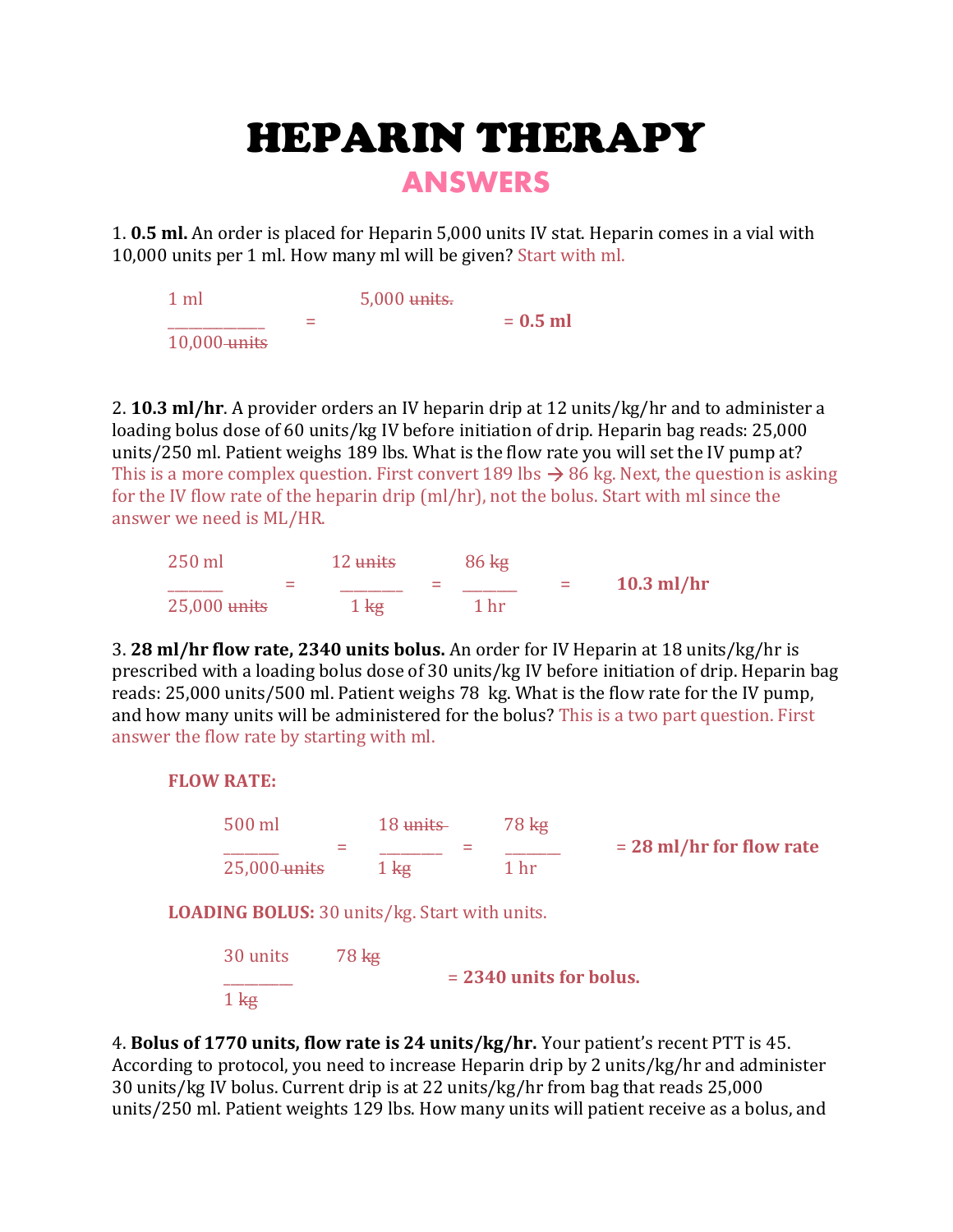# HEPARIN THERAPY

## ANSWERS

1. **0.5 ml.** An order is placed for Heparin 5,000 units IV stat. Heparin comes in a vial with 10,000 units per 1 ml. How many ml will be given? Start with ml.

$$\frac{1 \text{ ml}}{10{,}000 \text{ ~~units~~}} = 5{,}000 \text{ ~~units.~~} = \mathbf{0.5 \text{ ml}}$$

2. **10.3 ml/hr**. A provider orders an IV heparin drip at 12 units/kg/hr and to administer a loading bolus dose of 60 units/kg IV before initiation of drip. Heparin bag reads: 25,000 units/250 ml. Patient weighs 189 lbs. What is the flow rate you will set the IV pump at? This is a more complex question. First convert 189 lbs → 86 kg. Next, the question is asking for the IV flow rate of the heparin drip (ml/hr), not the bolus. Start with ml since the answer we need is ML/HR.

$$\frac{250 \text{ ml}}{25{,}000 \text{ ~~units~~}} = \frac{12 \text{ ~~units~~}}{1 \text{ ~~kg~~}} = \frac{86 \text{ ~~kg~~}}{1 \text{ hr}} = \mathbf{10.3 \text{ ml/hr}}$$

3. **28 ml/hr flow rate, 2340 units bolus.** An order for IV Heparin at 18 units/kg/hr is prescribed with a loading bolus dose of 30 units/kg IV before initiation of drip. Heparin bag reads: 25,000 units/500 ml. Patient weighs 78 kg. What is the flow rate for the IV pump, and how many units will be administered for the bolus? This is a two part question. First answer the flow rate by starting with ml.

**FLOW RATE:**

$$\frac{500 \text{ ml}}{25{,}000 \text{ ~~units~~}} = \frac{18 \text{ ~~units~~}}{1 \text{ ~~kg~~}} = \frac{78 \text{ ~~kg~~}}{1 \text{ hr}} = \mathbf{28 \text{ ml/hr for flow rate}}$$

**LOADING BOLUS:** 30 units/kg. Start with units.

$$\frac{30 \text{ units}}{1 \text{ ~~kg~~}} \quad 78 \text{ ~~kg~~} = \mathbf{2340 \text{ units for bolus.}}$$

4. **Bolus of 1770 units, flow rate is 24 units/kg/hr.** Your patient's recent PTT is 45. According to protocol, you need to increase Heparin drip by 2 units/kg/hr and administer 30 units/kg IV bolus. Current drip is at 22 units/kg/hr from bag that reads 25,000 units/250 ml. Patient weights 129 lbs. How many units will patient receive as a bolus, and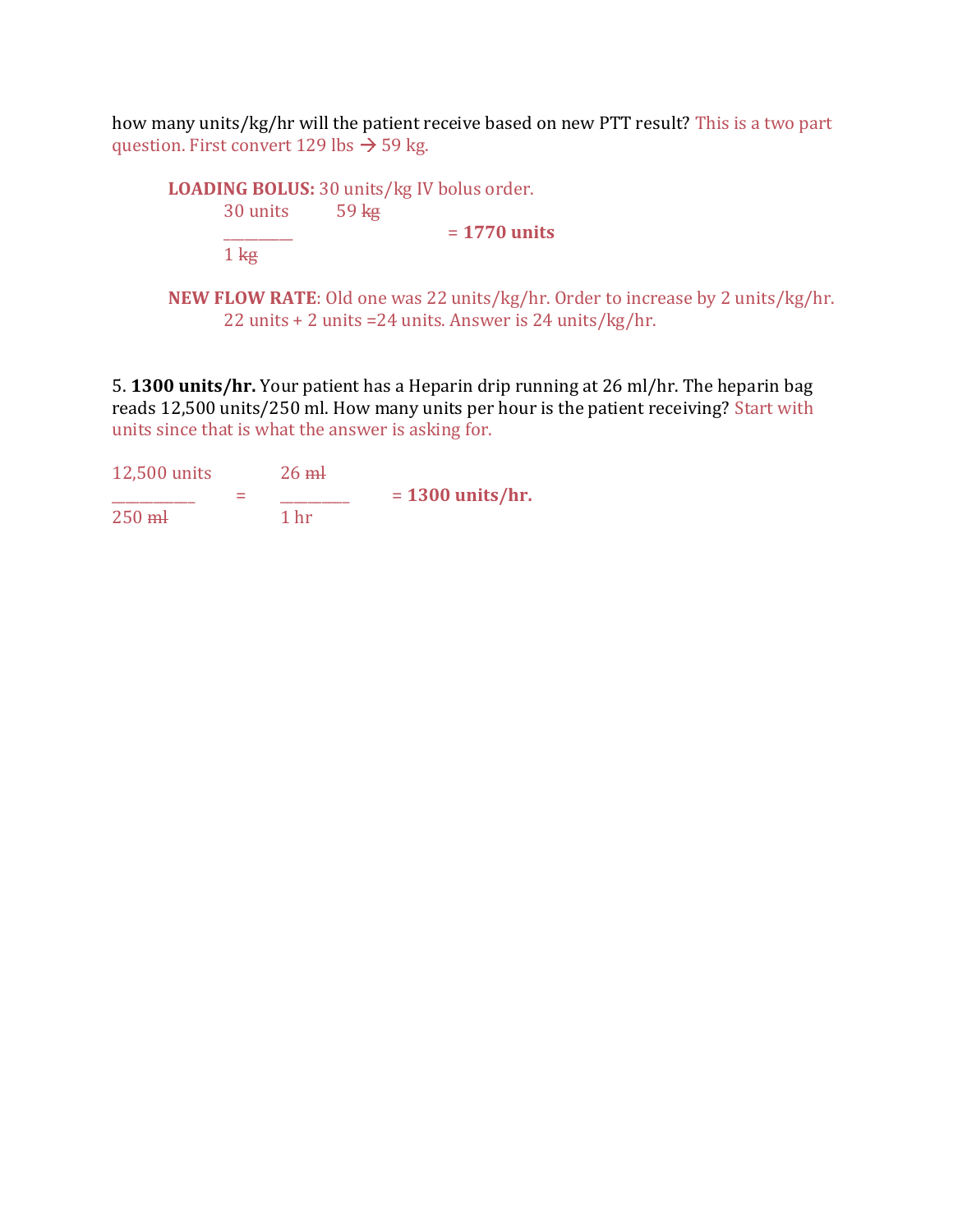how many units/kg/hr will the patient receive based on new PTT result? This is a two part question. First convert 129 lbs → 59 kg.

**LOADING BOLUS:** 30 units/kg IV bolus order.

$$\frac{30 \text{ units}}{1 \not{kg}} \quad 59 \not{kg} = \mathbf{1770 \text{ units}}$$

**NEW FLOW RATE**: Old one was 22 units/kg/hr. Order to increase by 2 units/kg/hr.
22 units + 2 units =24 units. Answer is 24 units/kg/hr.

5. **1300 units/hr.** Your patient has a Heparin drip running at 26 ml/hr. The heparin bag reads 12,500 units/250 ml. How many units per hour is the patient receiving? Start with units since that is what the answer is asking for.

$$\frac{12{,}500 \text{ units}}{250 \not{ml}} = \frac{26 \not{ml}}{1 \text{ hr}} = \mathbf{1300 \text{ units/hr.}}$$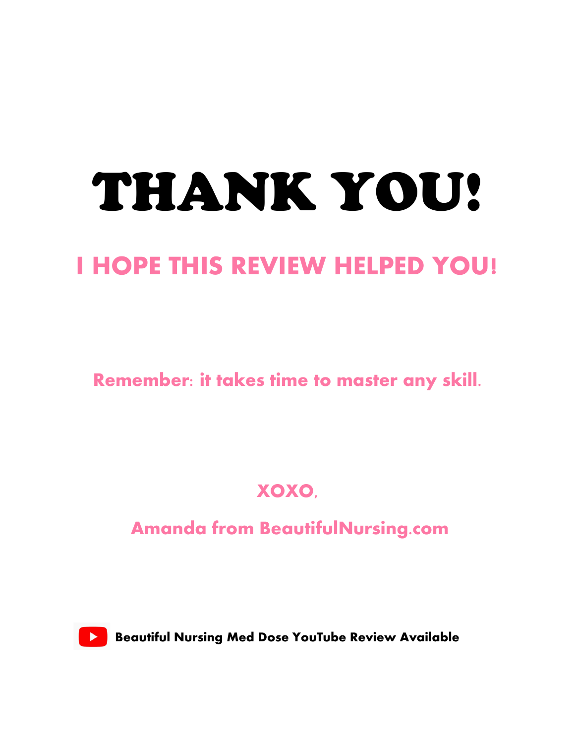# THANK YOU!

## I HOPE THIS REVIEW HELPED YOU!

**Remember: it takes time to master any skill.**

**XOXO,**

**Amanda from BeautifulNursing.com**

**Beautiful Nursing Med Dose YouTube Review Available**